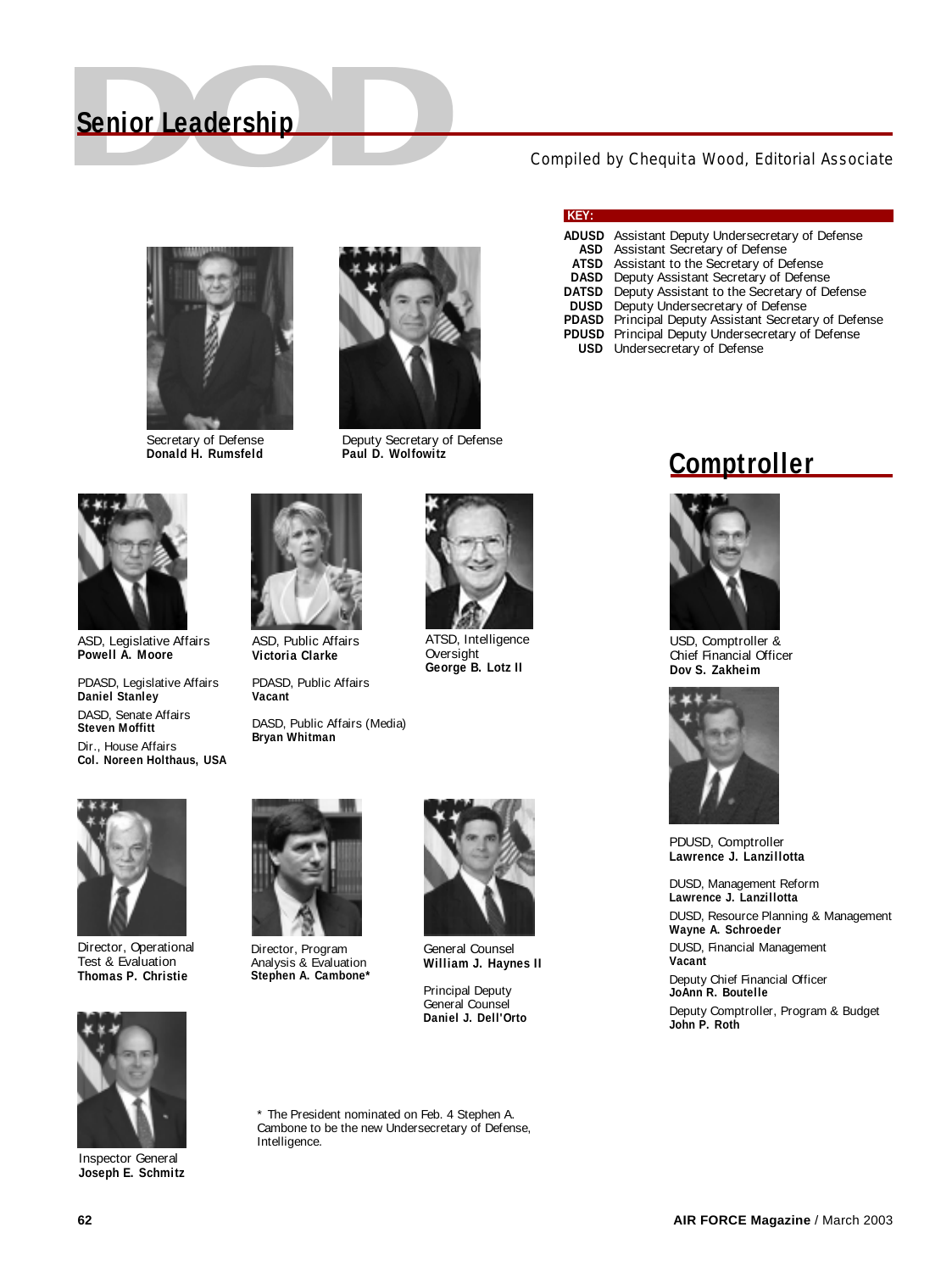# Senior Leadership

Compiled by Chequita Wood, Editorial Associate

**KEY:**

| | |
|---|---|
| **ADUSD** | Assistant Deputy Undersecretary of Defense |
| **ASD** | Assistant Secretary of Defense |
| **ATSD** | Assistant to the Secretary of Defense |
| **DASD** | Deputy Assistant Secretary of Defense |
| **DATSD** | Deputy Assistant to the Secretary of Defense |
| **DUSD** | Deputy Undersecretary of Defense |
| **PDASD** | Principal Deputy Assistant Secretary of Defense |
| **PDUSD** | Principal Deputy Undersecretary of Defense |
| **USD** | Undersecretary of Defense |

Secretary of Defense
**Donald H. Rumsfeld**

Deputy Secretary of Defense
**Paul D. Wolfowitz**

ASD, Legislative Affairs
**Powell A. Moore**

PDASD, Legislative Affairs
**Daniel Stanley**

DASD, Senate Affairs
**Steven Moffitt**

Dir., House Affairs
**Col. Noreen Holthaus, USA**

ASD, Public Affairs
**Victoria Clarke**

PDASD, Public Affairs
**Vacant**

DASD, Public Affairs (Media)
**Bryan Whitman**

ATSD, Intelligence Oversight
**George B. Lotz II**

Director, Operational Test & Evaluation
**Thomas P. Christie**

Director, Program Analysis & Evaluation
**Stephen A. Cambone***

General Counsel
**William J. Haynes II**

Principal Deputy General Counsel
**Daniel J. Dell'Orto**

Inspector General
**Joseph E. Schmitz**

\* The President nominated on Feb. 4 Stephen A. Cambone to be the new Undersecretary of Defense, Intelligence.

## Comptroller

USD, Comptroller & Chief Financial Officer
**Dov S. Zakheim**

PDUSD, Comptroller
**Lawrence J. Lanzillotta**

DUSD, Management Reform
**Lawrence J. Lanzillotta**

DUSD, Resource Planning & Management
**Wayne A. Schroeder**

DUSD, Financial Management
**Vacant**

Deputy Chief Financial Officer
**JoAnn R. Boutelle**

Deputy Comptroller, Program & Budget
**John P. Roth**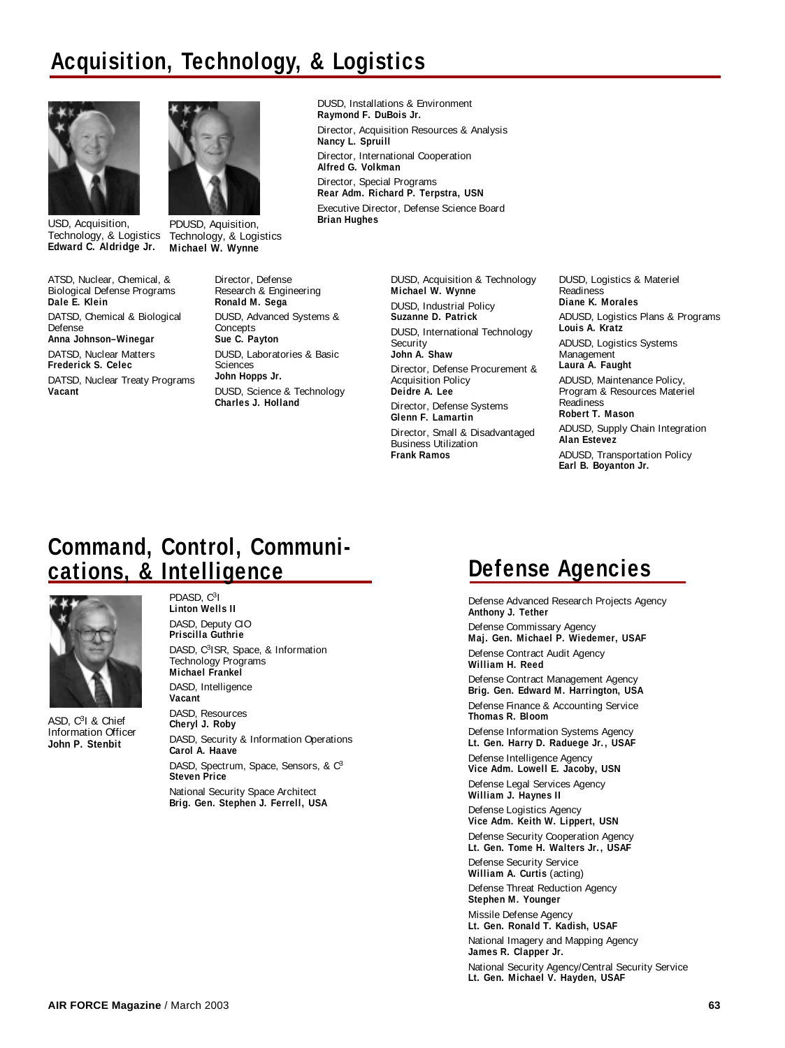# Acquisition, Technology, & Logistics

USD, Acquisition, Technology, & Logistics
**Edward C. Aldridge Jr.**

PDUSD, Aquisition, Technology, & Logistics
**Michael W. Wynne**

DUSD, Installations & Environment
**Raymond F. DuBois Jr.**

Director, Acquisition Resources & Analysis
**Nancy L. Spruill**

Director, International Cooperation
**Alfred G. Volkman**

Director, Special Programs
**Rear Adm. Richard P. Terpstra, USN**

Executive Director, Defense Science Board
**Brian Hughes**

ATSD, Nuclear, Chemical, & Biological Defense Programs
**Dale E. Klein**

DATSD, Chemical & Biological Defense
**Anna Johnson–Winegar**

DATSD, Nuclear Matters
**Frederick S. Celec**

DATSD, Nuclear Treaty Programs
**Vacant**

Director, Defense Research & Engineering
**Ronald M. Sega**

DUSD, Advanced Systems & Concepts
**Sue C. Payton**

DUSD, Laboratories & Basic Sciences
**John Hopps Jr.**

DUSD, Science & Technology
**Charles J. Holland**

DUSD, Acquisition & Technology
**Michael W. Wynne**

DUSD, Industrial Policy
**Suzanne D. Patrick**

DUSD, International Technology Security
**John A. Shaw**

Director, Defense Procurement & Acquisition Policy
**Deidre A. Lee**

Director, Defense Systems
**Glenn F. Lamartin**

Director, Small & Disadvantaged Business Utilization
**Frank Ramos**

DUSD, Logistics & Materiel Readiness
**Diane K. Morales**

ADUSD, Logistics Plans & Programs
**Louis A. Kratz**

ADUSD, Logistics Systems Management
**Laura A. Faught**

ADUSD, Maintenance Policy, Program & Resources Materiel Readiness
**Robert T. Mason**

ADUSD, Supply Chain Integration
**Alan Estevez**

ADUSD, Transportation Policy
**Earl B. Boyanton Jr.**

# Command, Control, Communications, & Intelligence

ASD, $C^3I$ & Chief Information Officer
**John P. Stenbit**

PDASD, $C^3I$
**Linton Wells II**

DASD, Deputy CIO
**Priscilla Guthrie**

DASD, $C^3ISR$, Space, & Information Technology Programs
**Michael Frankel**

DASD, Intelligence
**Vacant**

DASD, Resources
**Cheryl J. Roby**

DASD, Security & Information Operations
**Carol A. Haave**

DASD, Spectrum, Space, Sensors, & $C^3$
**Steven Price**

National Security Space Architect
**Brig. Gen. Stephen J. Ferrell, USA**

# Defense Agencies

Defense Advanced Research Projects Agency
**Anthony J. Tether**

Defense Commissary Agency
**Maj. Gen. Michael P. Wiedemer, USAF**

Defense Contract Audit Agency
**William H. Reed**

Defense Contract Management Agency
**Brig. Gen. Edward M. Harrington, USA**

Defense Finance & Accounting Service
**Thomas R. Bloom**

Defense Information Systems Agency
**Lt. Gen. Harry D. Raduege Jr., USAF**

Defense Intelligence Agency
**Vice Adm. Lowell E. Jacoby, USN**

Defense Legal Services Agency
**William J. Haynes II**

Defense Logistics Agency
**Vice Adm. Keith W. Lippert, USN**

Defense Security Cooperation Agency
**Lt. Gen. Tome H. Walters Jr., USAF**

Defense Security Service
**William A. Curtis** (acting)

Defense Threat Reduction Agency
**Stephen M. Younger**

Missile Defense Agency
**Lt. Gen. Ronald T. Kadish, USAF**

National Imagery and Mapping Agency
**James R. Clapper Jr.**

National Security Agency/Central Security Service
**Lt. Gen. Michael V. Hayden, USAF**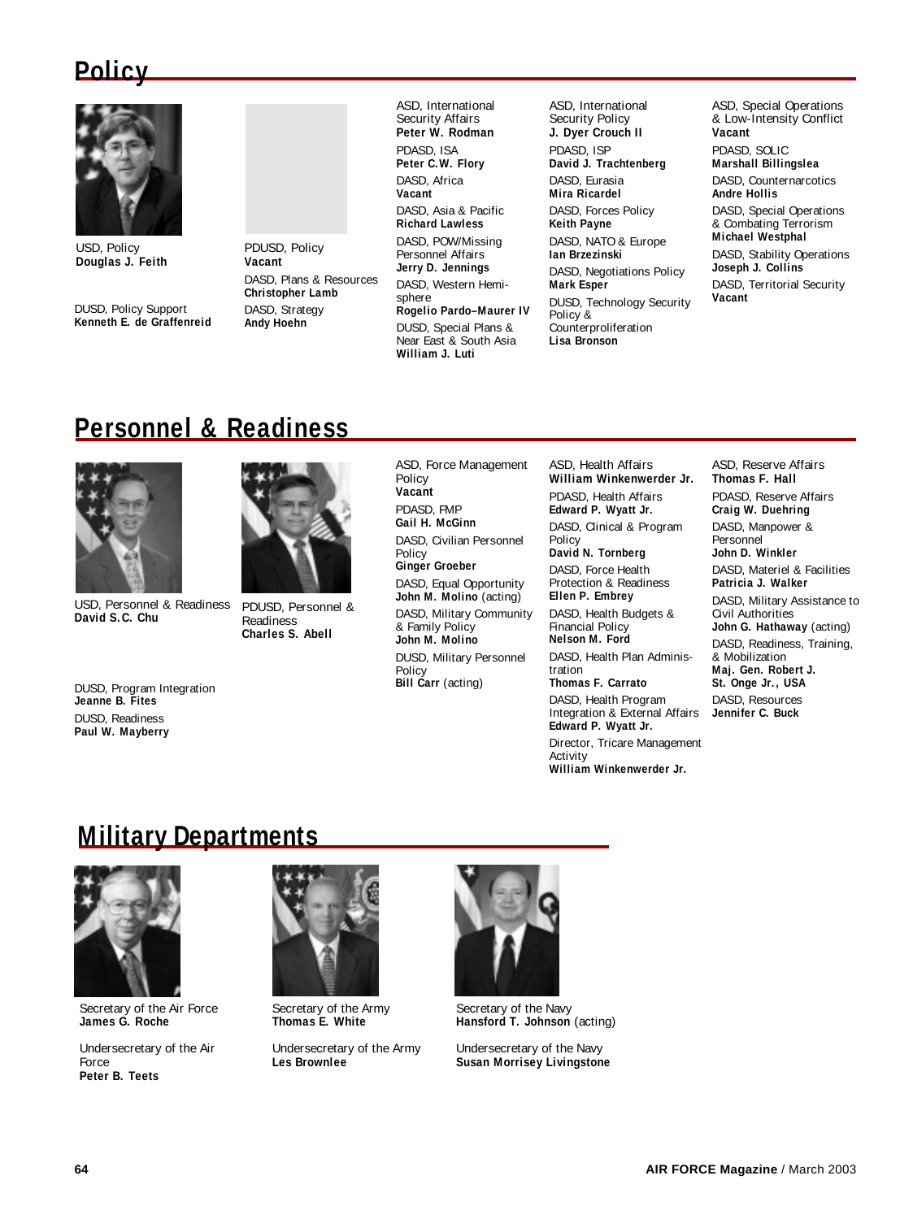## Policy

USD, Policy
**Douglas J. Feith**

DUSD, Policy Support
**Kenneth E. de Graffenreid**

PDUSD, Policy
**Vacant**

DASD, Plans & Resources
**Christopher Lamb**

DASD, Strategy
**Andy Hoehn**

ASD, International Security Affairs
**Peter W. Rodman**

PDASD, ISA
**Peter C.W. Flory**

DASD, Africa
**Vacant**

DASD, Asia & Pacific
**Richard Lawless**

DASD, POW/Missing Personnel Affairs
**Jerry D. Jennings**

DASD, Western Hemisphere
**Rogelio Pardo–Maurer IV**

DUSD, Special Plans & Near East & South Asia
**William J. Luti**

ASD, International Security Policy
**J. Dyer Crouch II**

PDASD, ISP
**David J. Trachtenberg**

DASD, Eurasia
**Mira Ricardel**

DASD, Forces Policy
**Keith Payne**

DASD, NATO & Europe
**Ian Brzezinski**

DASD, Negotiations Policy
**Mark Esper**

DUSD, Technology Security Policy & Counterproliferation
**Lisa Bronson**

ASD, Special Operations & Low-Intensity Conflict
**Vacant**

PDASD, SOLIC
**Marshall Billingslea**

DASD, Counternarcotics
**Andre Hollis**

DASD, Special Operations & Combating Terrorism
**Michael Westphal**

DASD, Stability Operations
**Joseph J. Collins**

DASD, Territorial Security
**Vacant**

## Personnel & Readiness

USD, Personnel & Readiness
**David S.C. Chu**

DUSD, Program Integration
**Jeanne B. Fites**

DUSD, Readiness
**Paul W. Mayberry**

PDUSD, Personnel & Readiness
**Charles S. Abell**

ASD, Force Management Policy
**Vacant**

PDASD, FMP
**Gail H. McGinn**

DASD, Civilian Personnel Policy
**Ginger Groeber**

DASD, Equal Opportunity
**John M. Molino** (acting)

DASD, Military Community & Family Policy
**John M. Molino**

DUSD, Military Personnel Policy
**Bill Carr** (acting)

ASD, Health Affairs
**William Winkenwerder Jr.**

PDASD, Health Affairs
**Edward P. Wyatt Jr.**

DASD, Clinical & Program Policy
**David N. Tornberg**

DASD, Force Health Protection & Readiness
**Ellen P. Embrey**

DASD, Health Budgets & Financial Policy
**Nelson M. Ford**

DASD, Health Plan Administration
**Thomas F. Carrato**

DASD, Health Program Integration & External Affairs
**Edward P. Wyatt Jr.**

Director, Tricare Management Activity
**William Winkenwerder Jr.**

ASD, Reserve Affairs
**Thomas F. Hall**

PDASD, Reserve Affairs
**Craig W. Duehring**

DASD, Manpower & Personnel
**John D. Winkler**

DASD, Materiel & Facilities
**Patricia J. Walker**

DASD, Military Assistance to Civil Authorities
**John G. Hathaway** (acting)

DASD, Readiness, Training, & Mobilization
**Maj. Gen. Robert J. St. Onge Jr., USA**

DASD, Resources
**Jennifer C. Buck**

## Military Departments

Secretary of the Air Force
**James G. Roche**

Undersecretary of the Air Force
**Peter B. Teets**

Secretary of the Army
**Thomas E. White**

Undersecretary of the Army
**Les Brownlee**

Secretary of the Navy
**Hansford T. Johnson** (acting)

Undersecretary of the Navy
**Susan Morrisey Livingstone**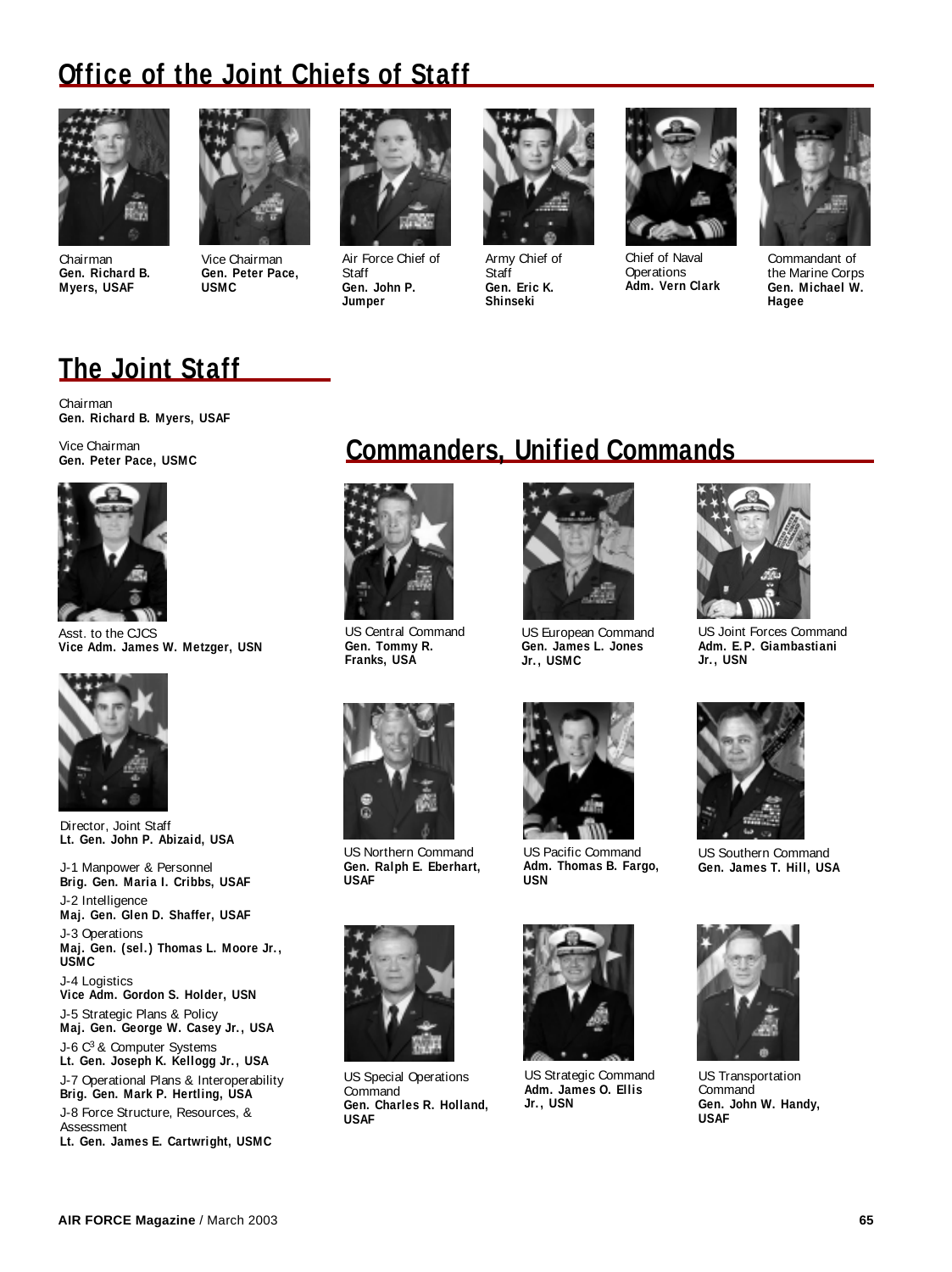## Office of the Joint Chiefs of Staff

Chairman
**Gen. Richard B. Myers, USAF**

Vice Chairman
**Gen. Peter Pace, USMC**

Air Force Chief of Staff
**Gen. John P. Jumper**

Army Chief of Staff
**Gen. Eric K. Shinseki**

Chief of Naval Operations
**Adm. Vern Clark**

Commandant of the Marine Corps
**Gen. Michael W. Hagee**

## The Joint Staff

Chairman
**Gen. Richard B. Myers, USAF**

Vice Chairman
**Gen. Peter Pace, USMC**

Asst. to the CJCS
**Vice Adm. James W. Metzger, USN**

Director, Joint Staff
**Lt. Gen. John P. Abizaid, USA**

J-1 Manpower & Personnel
**Brig. Gen. Maria I. Cribbs, USAF**

J-2 Intelligence
**Maj. Gen. Glen D. Shaffer, USAF**

J-3 Operations
**Maj. Gen. (sel.) Thomas L. Moore Jr., USMC**

J-4 Logistics
**Vice Adm. Gordon S. Holder, USN**

J-5 Strategic Plans & Policy
**Maj. Gen. George W. Casey Jr., USA**

J-6 $C^3$ & Computer Systems
**Lt. Gen. Joseph K. Kellogg Jr., USA**

J-7 Operational Plans & Interoperability
**Brig. Gen. Mark P. Hertling, USA**

J-8 Force Structure, Resources, & Assessment
**Lt. Gen. James E. Cartwright, USMC**

## Commanders, Unified Commands

US Central Command
**Gen. Tommy R. Franks, USA**

US European Command
**Gen. James L. Jones Jr., USMC**

US Joint Forces Command
**Adm. E.P. Giambastiani Jr., USN**

US Northern Command
**Gen. Ralph E. Eberhart, USAF**

US Pacific Command
**Adm. Thomas B. Fargo, USN**

US Southern Command
**Gen. James T. Hill, USA**

US Special Operations Command
**Gen. Charles R. Holland, USAF**

US Strategic Command
**Adm. James O. Ellis Jr., USN**

US Transportation Command
**Gen. John W. Handy, USAF**